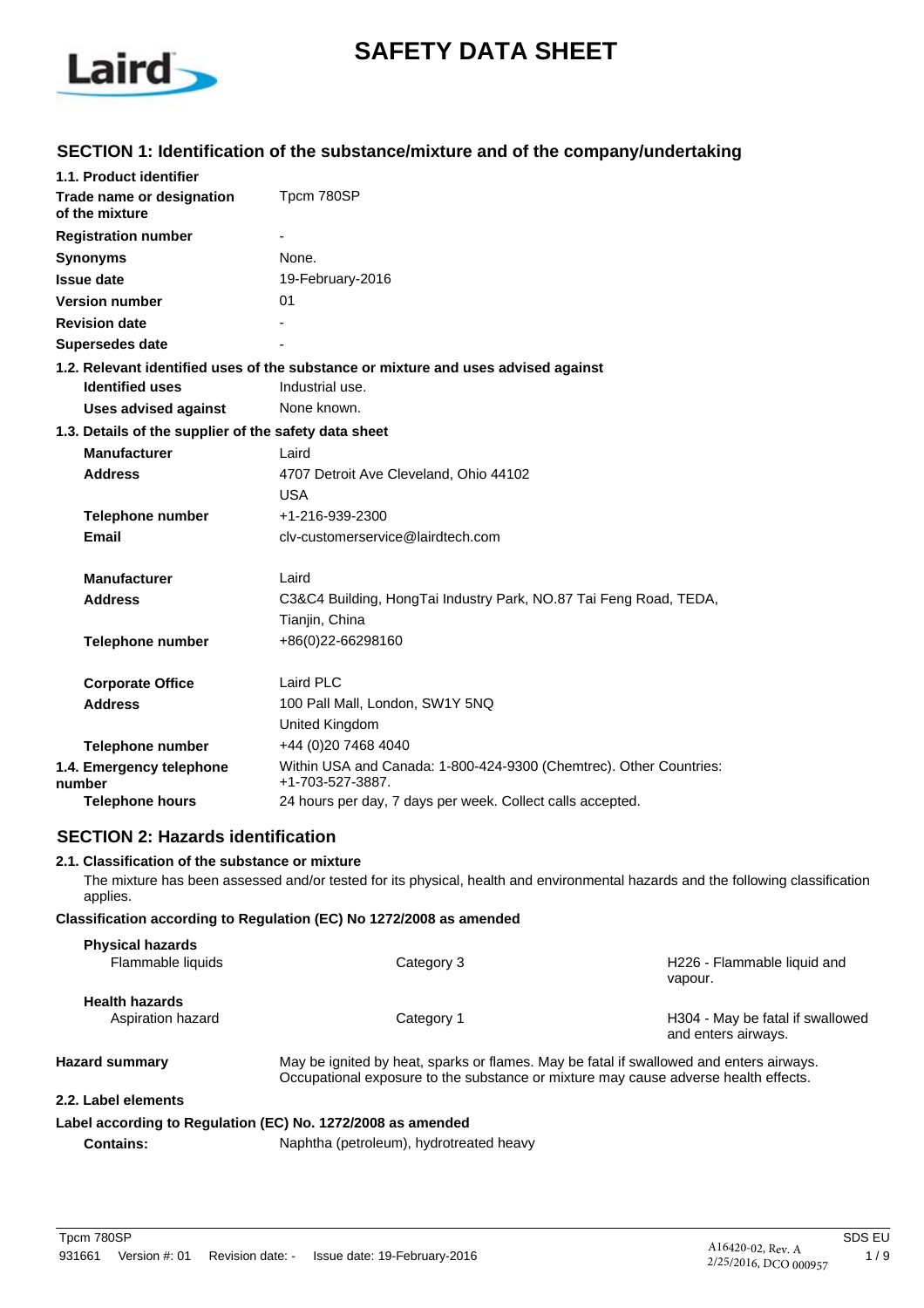# SAFETY DATA SHEET

## SECTION 1: Identification of the substance/mixture and of the company/undertaking

**1.1. Product identifier**

| | |
|---|---|
| **Trade name or designation of the mixture** | Tpcm 780SP |
| **Registration number** | - |
| **Synonyms** | None. |
| **Issue date** | 19-February-2016 |
| **Version number** | 01 |
| **Revision date** | - |
| **Supersedes date** | - |

**1.2. Relevant identified uses of the substance or mixture and uses advised against**

| | |
|---|---|
| **Identified uses** | Industrial use. |
| **Uses advised against** | None known. |

**1.3. Details of the supplier of the safety data sheet**

| | |
|---|---|
| **Manufacturer** | Laird |
| **Address** | 4707 Detroit Ave Cleveland, Ohio 44102<br>USA |
| **Telephone number** | +1-216-939-2300 |
| **Email** | clv-customerservice@lairdtech.com |
| **Manufacturer** | Laird |
| **Address** | C3&C4 Building, HongTai Industry Park, NO.87 Tai Feng Road, TEDA,<br>Tianjin, China |
| **Telephone number** | +86(0)22-66298160 |
| **Corporate Office** | Laird PLC |
| **Address** | 100 Pall Mall, London, SW1Y 5NQ<br>United Kingdom |
| **Telephone number** | +44 (0)20 7468 4040 |

| | |
|---|---|
| **1.4. Emergency telephone number** | Within USA and Canada: 1-800-424-9300 (Chemtrec). Other Countries: +1-703-527-3887. |
| **Telephone hours** | 24 hours per day, 7 days per week. Collect calls accepted. |

## SECTION 2: Hazards identification

**2.1. Classification of the substance or mixture**

The mixture has been assessed and/or tested for its physical, health and environmental hazards and the following classification applies.

**Classification according to Regulation (EC) No 1272/2008 as amended**

| | | |
|---|---|---|
| **Physical hazards** | | |
| Flammable liquids | Category 3 | H226 - Flammable liquid and vapour. |
| **Health hazards** | | |
| Aspiration hazard | Category 1 | H304 - May be fatal if swallowed and enters airways. |

**Hazard summary** May be ignited by heat, sparks or flames. May be fatal if swallowed and enters airways. Occupational exposure to the substance or mixture may cause adverse health effects.

**2.2. Label elements**

**Label according to Regulation (EC) No. 1272/2008 as amended**

**Contains:** Naphtha (petroleum), hydrotreated heavy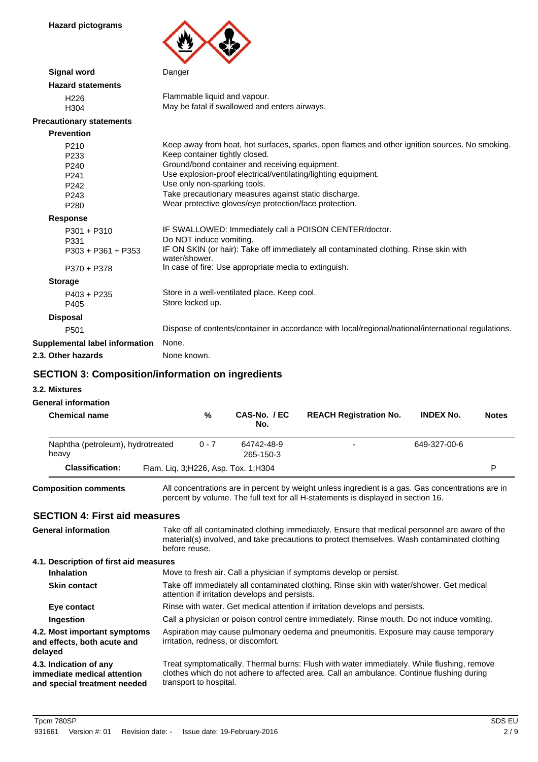**Hazard pictograms**

**Signal word** Danger

**Hazard statements**

| | |
|---|---|
| H226 | Flammable liquid and vapour. |
| H304 | May be fatal if swallowed and enters airways. |

**Precautionary statements**

**Prevention**

| | |
|---|---|
| P210 | Keep away from heat, hot surfaces, sparks, open flames and other ignition sources. No smoking. |
| P233 | Keep container tightly closed. |
| P240 | Ground/bond container and receiving equipment. |
| P241 | Use explosion-proof electrical/ventilating/lighting equipment. |
| P242 | Use only non-sparking tools. |
| P243 | Take precautionary measures against static discharge. |
| P280 | Wear protective gloves/eye protection/face protection. |

**Response**

| | |
|---|---|
| P301 + P310 | IF SWALLOWED: Immediately call a POISON CENTER/doctor. |
| P331 | Do NOT induce vomiting. |
| P303 + P361 + P353 | IF ON SKIN (or hair): Take off immediately all contaminated clothing. Rinse skin with water/shower. |
| P370 + P378 | In case of fire: Use appropriate media to extinguish. |

**Storage**

| | |
|---|---|
| P403 + P235 | Store in a well-ventilated place. Keep cool. |
| P405 | Store locked up. |

**Disposal**

| | |
|---|---|
| P501 | Dispose of contents/container in accordance with local/regional/national/international regulations. |

**Supplemental label information** None.

**2.3. Other hazards** None known.

## SECTION 3: Composition/information on ingredients

### 3.2. Mixtures

**General information**

| Chemical name | % | CAS-No. / EC No. | REACH Registration No. | INDEX No. | Notes |
|---|---|---|---|---|---|
| Naphtha (petroleum), hydrotreated heavy | 0 - 7 | 64742-48-9<br>265-150-3 | - | 649-327-00-6 | |
| **Classification:** | Flam. Liq. 3;H226, Asp. Tox. 1;H304 | | | | P |

**Composition comments** All concentrations are in percent by weight unless ingredient is a gas. Gas concentrations are in percent by volume. The full text for all H-statements is displayed in section 16.

## SECTION 4: First aid measures

**General information** Take off all contaminated clothing immediately. Ensure that medical personnel are aware of the material(s) involved, and take precautions to protect themselves. Wash contaminated clothing before reuse.

### 4.1. Description of first aid measures

**Inhalation** Move to fresh air. Call a physician if symptoms develop or persist.

**Skin contact** Take off immediately all contaminated clothing. Rinse skin with water/shower. Get medical attention if irritation develops and persists.

**Eye contact** Rinse with water. Get medical attention if irritation develops and persists.

**Ingestion** Call a physician or poison control centre immediately. Rinse mouth. Do not induce vomiting.

**4.2. Most important symptoms and effects, both acute and delayed** Aspiration may cause pulmonary oedema and pneumonitis. Exposure may cause temporary irritation, redness, or discomfort.

**4.3. Indication of any immediate medical attention and special treatment needed** Treat symptomatically. Thermal burns: Flush with water immediately. While flushing, remove clothes which do not adhere to affected area. Call an ambulance. Continue flushing during transport to hospital.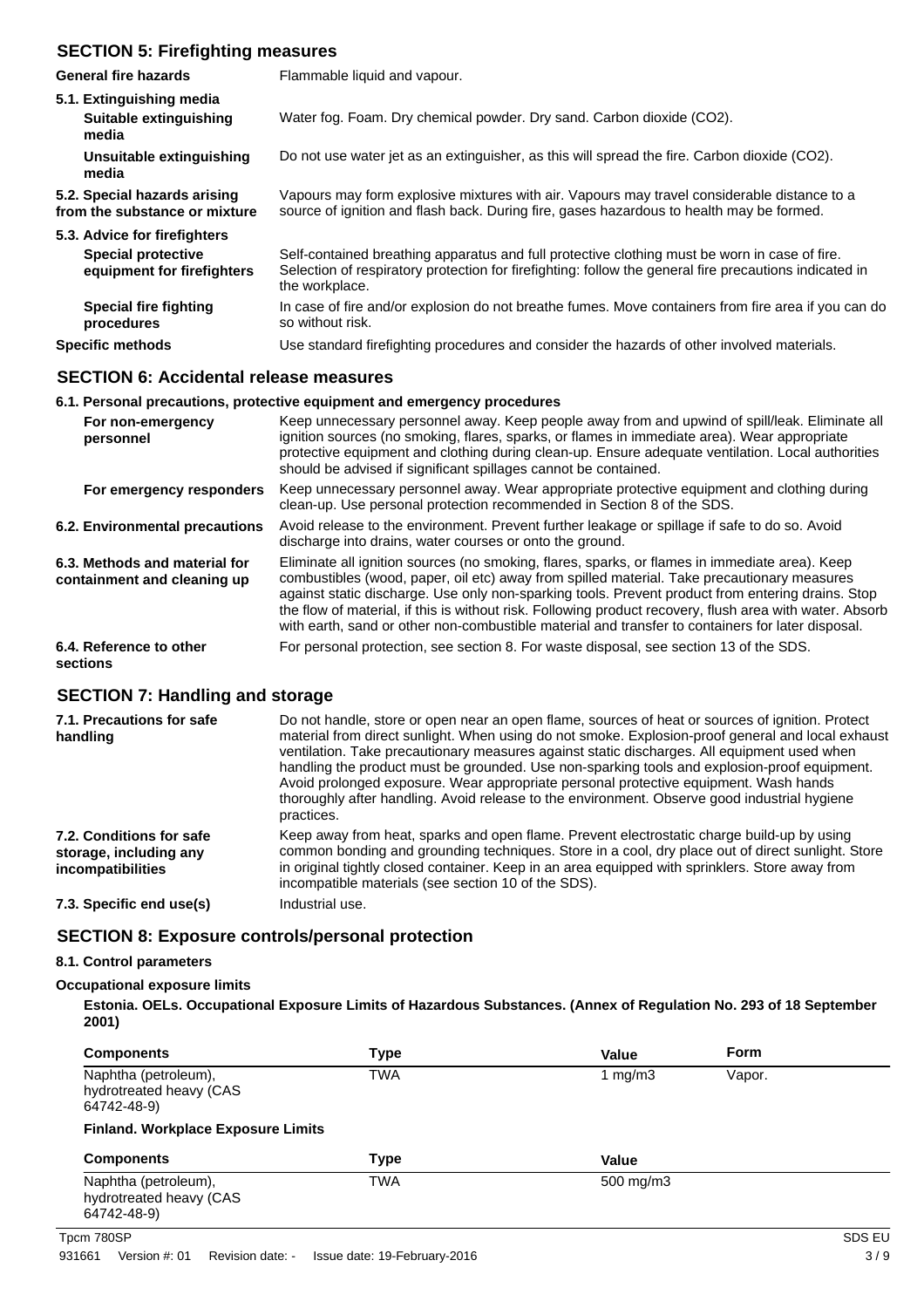## SECTION 5: Firefighting measures

| | |
|---|---|
| **General fire hazards** | Flammable liquid and vapour. |
| **5.1. Extinguishing media** | |
| **Suitable extinguishing media** | Water fog. Foam. Dry chemical powder. Dry sand. Carbon dioxide ($CO_2$). |
| **Unsuitable extinguishing media** | Do not use water jet as an extinguisher, as this will spread the fire. Carbon dioxide ($CO_2$). |
| **5.2. Special hazards arising from the substance or mixture** | Vapours may form explosive mixtures with air. Vapours may travel considerable distance to a source of ignition and flash back. During fire, gases hazardous to health may be formed. |
| **5.3. Advice for firefighters** | |
| **Special protective equipment for firefighters** | Self-contained breathing apparatus and full protective clothing must be worn in case of fire. Selection of respiratory protection for firefighting: follow the general fire precautions indicated in the workplace. |
| **Special fire fighting procedures** | In case of fire and/or explosion do not breathe fumes. Move containers from fire area if you can do so without risk. |
| **Specific methods** | Use standard firefighting procedures and consider the hazards of other involved materials. |

## SECTION 6: Accidental release measures

**6.1. Personal precautions, protective equipment and emergency procedures**

| | |
|---|---|
| **For non-emergency personnel** | Keep unnecessary personnel away. Keep people away from and upwind of spill/leak. Eliminate all ignition sources (no smoking, flares, sparks, or flames in immediate area). Wear appropriate protective equipment and clothing during clean-up. Ensure adequate ventilation. Local authorities should be advised if significant spillages cannot be contained. |
| **For emergency responders** | Keep unnecessary personnel away. Wear appropriate protective equipment and clothing during clean-up. Use personal protection recommended in Section 8 of the SDS. |
| **6.2. Environmental precautions** | Avoid release to the environment. Prevent further leakage or spillage if safe to do so. Avoid discharge into drains, water courses or onto the ground. |
| **6.3. Methods and material for containment and cleaning up** | Eliminate all ignition sources (no smoking, flares, sparks, or flames in immediate area). Keep combustibles (wood, paper, oil etc) away from spilled material. Take precautionary measures against static discharge. Use only non-sparking tools. Prevent product from entering drains. Stop the flow of material, if this is without risk. Following product recovery, flush area with water. Absorb with earth, sand or other non-combustible material and transfer to containers for later disposal. |
| **6.4. Reference to other sections** | For personal protection, see section 8. For waste disposal, see section 13 of the SDS. |

## SECTION 7: Handling and storage

| | |
|---|---|
| **7.1. Precautions for safe handling** | Do not handle, store or open near an open flame, sources of heat or sources of ignition. Protect material from direct sunlight. When using do not smoke. Explosion-proof general and local exhaust ventilation. Take precautionary measures against static discharges. All equipment used when handling the product must be grounded. Use non-sparking tools and explosion-proof equipment. Avoid prolonged exposure. Wear appropriate personal protective equipment. Wash hands thoroughly after handling. Avoid release to the environment. Observe good industrial hygiene practices. |
| **7.2. Conditions for safe storage, including any incompatibilities** | Keep away from heat, sparks and open flame. Prevent electrostatic charge build-up by using common bonding and grounding techniques. Store in a cool, dry place out of direct sunlight. Store in original tightly closed container. Keep in an area equipped with sprinklers. Store away from incompatible materials (see section 10 of the SDS). |
| **7.3. Specific end use(s)** | Industrial use. |

## SECTION 8: Exposure controls/personal protection

**8.1. Control parameters**

**Occupational exposure limits**

**Estonia. OELs. Occupational Exposure Limits of Hazardous Substances. (Annex of Regulation No. 293 of 18 September 2001)**

| Components | Type | Value | Form |
|---|---|---|---|
| Naphtha (petroleum), hydrotreated heavy (CAS 64742-48-9) | TWA | 1 mg/m3 | Vapor. |

**Finland. Workplace Exposure Limits**

| Components | Type | Value |
|---|---|---|
| Naphtha (petroleum), hydrotreated heavy (CAS 64742-48-9) | TWA | 500 mg/m3 |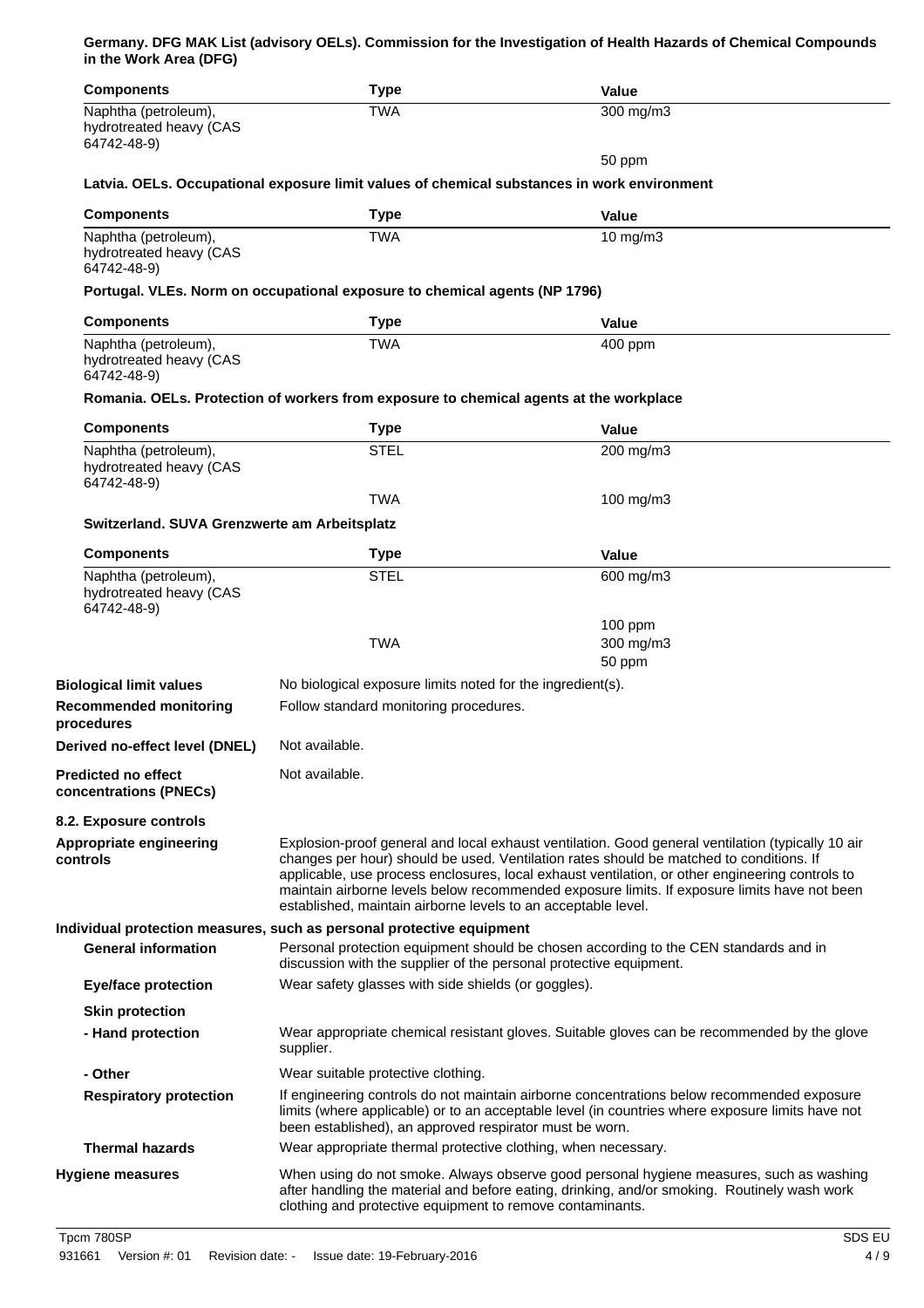**Germany. DFG MAK List (advisory OELs). Commission for the Investigation of Health Hazards of Chemical Compounds in the Work Area (DFG)**

| Components | Type | Value |
|---|---|---|
| Naphtha (petroleum), hydrotreated heavy (CAS 64742-48-9) | TWA | 300 mg/m3 |
| | | 50 ppm |

**Latvia. OELs. Occupational exposure limit values of chemical substances in work environment**

| Components | Type | Value |
|---|---|---|
| Naphtha (petroleum), hydrotreated heavy (CAS 64742-48-9) | TWA | 10 mg/m3 |

**Portugal. VLEs. Norm on occupational exposure to chemical agents (NP 1796)**

| Components | Type | Value |
|---|---|---|
| Naphtha (petroleum), hydrotreated heavy (CAS 64742-48-9) | TWA | 400 ppm |

**Romania. OELs. Protection of workers from exposure to chemical agents at the workplace**

| Components | Type | Value |
|---|---|---|
| Naphtha (petroleum), hydrotreated heavy (CAS 64742-48-9) | STEL | 200 mg/m3 |
| | TWA | 100 mg/m3 |

**Switzerland. SUVA Grenzwerte am Arbeitsplatz**

| Components | Type | Value |
|---|---|---|
| Naphtha (petroleum), hydrotreated heavy (CAS 64742-48-9) | STEL | 600 mg/m3 |
| | | 100 ppm |
| | TWA | 300 mg/m3 |
| | | 50 ppm |

**Biological limit values** No biological exposure limits noted for the ingredient(s).

**Recommended monitoring procedures** Follow standard monitoring procedures.

**Derived no-effect level (DNEL)** Not available.

**Predicted no effect concentrations (PNECs)** Not available.

**8.2. Exposure controls**

**Appropriate engineering controls** Explosion-proof general and local exhaust ventilation. Good general ventilation (typically 10 air changes per hour) should be used. Ventilation rates should be matched to conditions. If applicable, use process enclosures, local exhaust ventilation, or other engineering controls to maintain airborne levels below recommended exposure limits. If exposure limits have not been established, maintain airborne levels to an acceptable level.

**Individual protection measures, such as personal protective equipment**

**General information** Personal protection equipment should be chosen according to the CEN standards and in discussion with the supplier of the personal protective equipment.

**Eye/face protection** Wear safety glasses with side shields (or goggles).

**Skin protection**

**- Hand protection** Wear appropriate chemical resistant gloves. Suitable gloves can be recommended by the glove supplier.

**- Other** Wear suitable protective clothing.

**Respiratory protection** If engineering controls do not maintain airborne concentrations below recommended exposure limits (where applicable) or to an acceptable level (in countries where exposure limits have not been established), an approved respirator must be worn.

**Thermal hazards** Wear appropriate thermal protective clothing, when necessary.

**Hygiene measures** When using do not smoke. Always observe good personal hygiene measures, such as washing after handling the material and before eating, drinking, and/or smoking. Routinely wash work clothing and protective equipment to remove contaminants.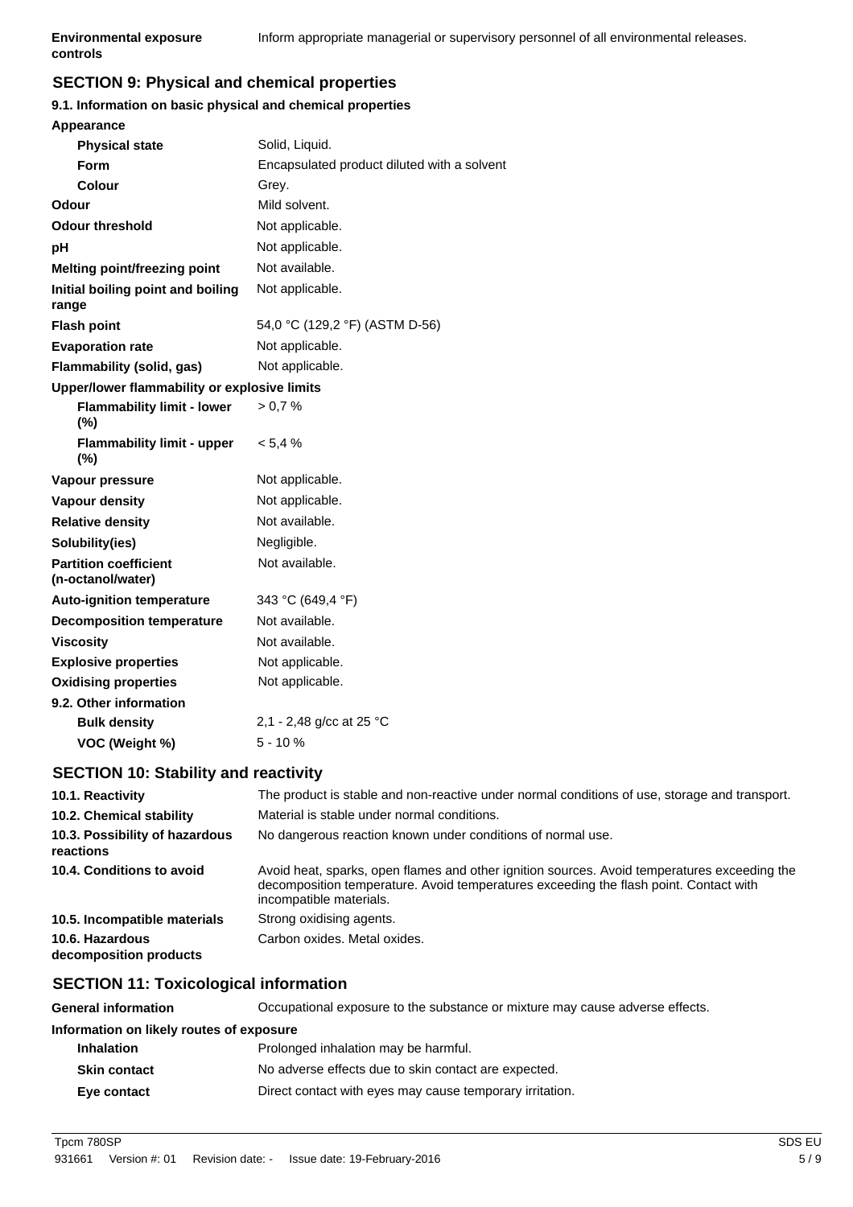| | |
|---|---|
| **Environmental exposure controls** | Inform appropriate managerial or supervisory personnel of all environmental releases. |

## SECTION 9: Physical and chemical properties

### 9.1. Information on basic physical and chemical properties

| | |
|---|---|
| **Appearance** | |
| **Physical state** | Solid, Liquid. |
| **Form** | Encapsulated product diluted with a solvent |
| **Colour** | Grey. |
| **Odour** | Mild solvent. |
| **Odour threshold** | Not applicable. |
| **pH** | Not applicable. |
| **Melting point/freezing point** | Not available. |
| **Initial boiling point and boiling range** | Not applicable. |
| **Flash point** | 54,0 °C (129,2 °F) (ASTM D-56) |
| **Evaporation rate** | Not applicable. |
| **Flammability (solid, gas)** | Not applicable. |
| **Upper/lower flammability or explosive limits** | |
| **Flammability limit - lower (%)** | > 0,7 % |
| **Flammability limit - upper (%)** | < 5,4 % |
| **Vapour pressure** | Not applicable. |
| **Vapour density** | Not applicable. |
| **Relative density** | Not available. |
| **Solubility(ies)** | Negligible. |
| **Partition coefficient (n-octanol/water)** | Not available. |
| **Auto-ignition temperature** | 343 °C (649,4 °F) |
| **Decomposition temperature** | Not available. |
| **Viscosity** | Not available. |
| **Explosive properties** | Not applicable. |
| **Oxidising properties** | Not applicable. |
| **9.2. Other information** | |
| **Bulk density** | 2,1 - 2,48 g/cc at 25 °C |
| **VOC (Weight %)** | 5 - 10 % |

## SECTION 10: Stability and reactivity

| | |
|---|---|
| **10.1. Reactivity** | The product is stable and non-reactive under normal conditions of use, storage and transport. |
| **10.2. Chemical stability** | Material is stable under normal conditions. |
| **10.3. Possibility of hazardous reactions** | No dangerous reaction known under conditions of normal use. |
| **10.4. Conditions to avoid** | Avoid heat, sparks, open flames and other ignition sources. Avoid temperatures exceeding the decomposition temperature. Avoid temperatures exceeding the flash point. Contact with incompatible materials. |
| **10.5. Incompatible materials** | Strong oxidising agents. |
| **10.6. Hazardous decomposition products** | Carbon oxides. Metal oxides. |

## SECTION 11: Toxicological information

| | |
|---|---|
| **General information** | Occupational exposure to the substance or mixture may cause adverse effects. |
| **Information on likely routes of exposure** | |
| **Inhalation** | Prolonged inhalation may be harmful. |
| **Skin contact** | No adverse effects due to skin contact are expected. |
| **Eye contact** | Direct contact with eyes may cause temporary irritation. |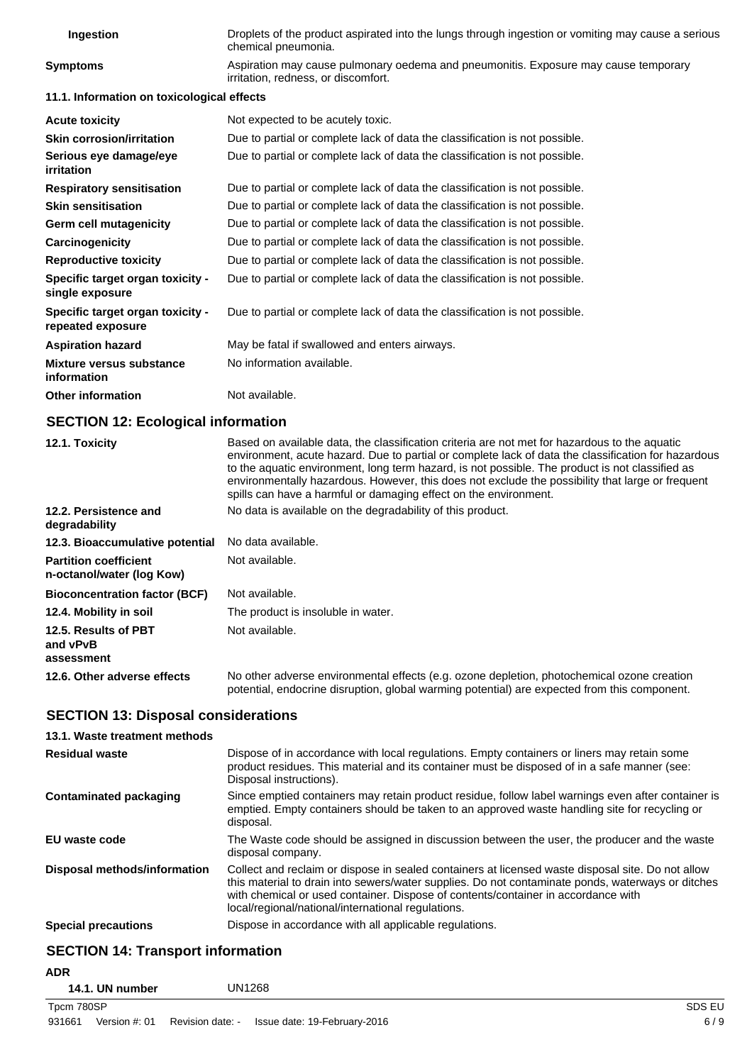| | |
|---|---|
| **Ingestion** | Droplets of the product aspirated into the lungs through ingestion or vomiting may cause a serious chemical pneumonia. |
| **Symptoms** | Aspiration may cause pulmonary oedema and pneumonitis. Exposure may cause temporary irritation, redness, or discomfort. |

**11.1. Information on toxicological effects**

| | |
|---|---|
| **Acute toxicity** | Not expected to be acutely toxic. |
| **Skin corrosion/irritation** | Due to partial or complete lack of data the classification is not possible. |
| **Serious eye damage/eye irritation** | Due to partial or complete lack of data the classification is not possible. |
| **Respiratory sensitisation** | Due to partial or complete lack of data the classification is not possible. |
| **Skin sensitisation** | Due to partial or complete lack of data the classification is not possible. |
| **Germ cell mutagenicity** | Due to partial or complete lack of data the classification is not possible. |
| **Carcinogenicity** | Due to partial or complete lack of data the classification is not possible. |
| **Reproductive toxicity** | Due to partial or complete lack of data the classification is not possible. |
| **Specific target organ toxicity - single exposure** | Due to partial or complete lack of data the classification is not possible. |
| **Specific target organ toxicity - repeated exposure** | Due to partial or complete lack of data the classification is not possible. |
| **Aspiration hazard** | May be fatal if swallowed and enters airways. |
| **Mixture versus substance information** | No information available. |
| **Other information** | Not available. |

## SECTION 12: Ecological information

| | |
|---|---|
| **12.1. Toxicity** | Based on available data, the classification criteria are not met for hazardous to the aquatic environment, acute hazard. Due to partial or complete lack of data the classification for hazardous to the aquatic environment, long term hazard, is not possible. The product is not classified as environmentally hazardous. However, this does not exclude the possibility that large or frequent spills can have a harmful or damaging effect on the environment. |
| **12.2. Persistence and degradability** | No data is available on the degradability of this product. |
| **12.3. Bioaccumulative potential** | No data available. |
| **Partition coefficient n-octanol/water (log Kow)** | Not available. |
| **Bioconcentration factor (BCF)** | Not available. |
| **12.4. Mobility in soil** | The product is insoluble in water. |
| **12.5. Results of PBT and vPvB assessment** | Not available. |
| **12.6. Other adverse effects** | No other adverse environmental effects (e.g. ozone depletion, photochemical ozone creation potential, endocrine disruption, global warming potential) are expected from this component. |

## SECTION 13: Disposal considerations

**13.1. Waste treatment methods**

| | |
|---|---|
| **Residual waste** | Dispose of in accordance with local regulations. Empty containers or liners may retain some product residues. This material and its container must be disposed of in a safe manner (see: Disposal instructions). |
| **Contaminated packaging** | Since emptied containers may retain product residue, follow label warnings even after container is emptied. Empty containers should be taken to an approved waste handling site for recycling or disposal. |
| **EU waste code** | The Waste code should be assigned in discussion between the user, the producer and the waste disposal company. |
| **Disposal methods/information** | Collect and reclaim or dispose in sealed containers at licensed waste disposal site. Do not allow this material to drain into sewers/water supplies. Do not contaminate ponds, waterways or ditches with chemical or used container. Dispose of contents/container in accordance with local/regional/national/international regulations. |
| **Special precautions** | Dispose in accordance with all applicable regulations. |

## SECTION 14: Transport information

**ADR**

| | |
|---|---|
| **14.1. UN number** | UN1268 |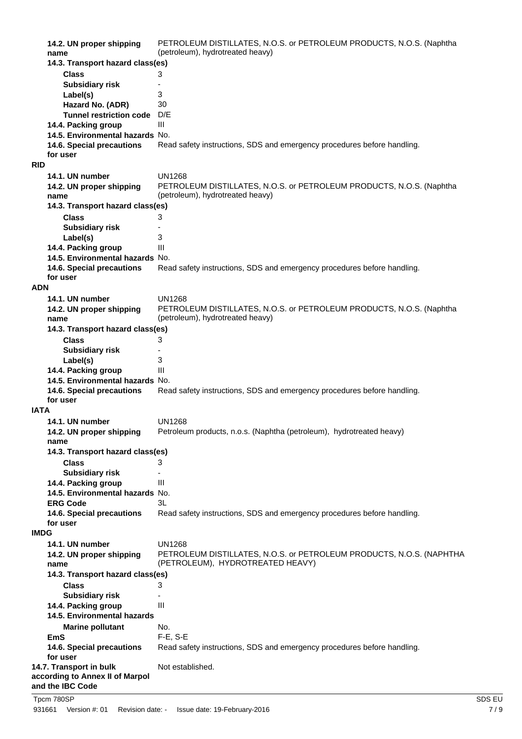| | |
|---|---|
| **14.2. UN proper shipping name** | PETROLEUM DISTILLATES, N.O.S. or PETROLEUM PRODUCTS, N.O.S. (Naphtha (petroleum), hydrotreated heavy) |
| **14.3. Transport hazard class(es)** | |
| **Class** | 3 |
| **Subsidiary risk** | - |
| **Label(s)** | 3 |
| **Hazard No. (ADR)** | 30 |
| **Tunnel restriction code** | D/E |
| **14.4. Packing group** | III |
| **14.5. Environmental hazards** | No. |
| **14.6. Special precautions for user** | Read safety instructions, SDS and emergency procedures before handling. |

**RID**

| | |
|---|---|
| **14.1. UN number** | UN1268 |
| **14.2. UN proper shipping name** | PETROLEUM DISTILLATES, N.O.S. or PETROLEUM PRODUCTS, N.O.S. (Naphtha (petroleum), hydrotreated heavy) |
| **14.3. Transport hazard class(es)** | |
| **Class** | 3 |
| **Subsidiary risk** | - |
| **Label(s)** | 3 |
| **14.4. Packing group** | III |
| **14.5. Environmental hazards** | No. |
| **14.6. Special precautions for user** | Read safety instructions, SDS and emergency procedures before handling. |

**ADN**

| | |
|---|---|
| **14.1. UN number** | UN1268 |
| **14.2. UN proper shipping name** | PETROLEUM DISTILLATES, N.O.S. or PETROLEUM PRODUCTS, N.O.S. (Naphtha (petroleum), hydrotreated heavy) |
| **14.3. Transport hazard class(es)** | |
| **Class** | 3 |
| **Subsidiary risk** | - |
| **Label(s)** | 3 |
| **14.4. Packing group** | III |
| **14.5. Environmental hazards** | No. |
| **14.6. Special precautions for user** | Read safety instructions, SDS and emergency procedures before handling. |

**IATA**

| | |
|---|---|
| **14.1. UN number** | UN1268 |
| **14.2. UN proper shipping name** | Petroleum products, n.o.s. (Naphtha (petroleum), hydrotreated heavy) |
| **14.3. Transport hazard class(es)** | |
| **Class** | 3 |
| **Subsidiary risk** | - |
| **14.4. Packing group** | III |
| **14.5. Environmental hazards** | No. |
| **ERG Code** | 3L |
| **14.6. Special precautions for user** | Read safety instructions, SDS and emergency procedures before handling. |

**IMDG**

| | |
|---|---|
| **14.1. UN number** | UN1268 |
| **14.2. UN proper shipping name** | PETROLEUM DISTILLATES, N.O.S. or PETROLEUM PRODUCTS, N.O.S. (NAPHTHA (PETROLEUM), HYDROTREATED HEAVY) |
| **14.3. Transport hazard class(es)** | |
| **Class** | 3 |
| **Subsidiary risk** | - |
| **14.4. Packing group** | III |
| **14.5. Environmental hazards** | |
| **Marine pollutant** | No. |
| **EmS** | F-E, S-E |
| **14.6. Special precautions for user** | Read safety instructions, SDS and emergency procedures before handling. |
| **14.7. Transport in bulk according to Annex II of Marpol and the IBC Code** | Not established. |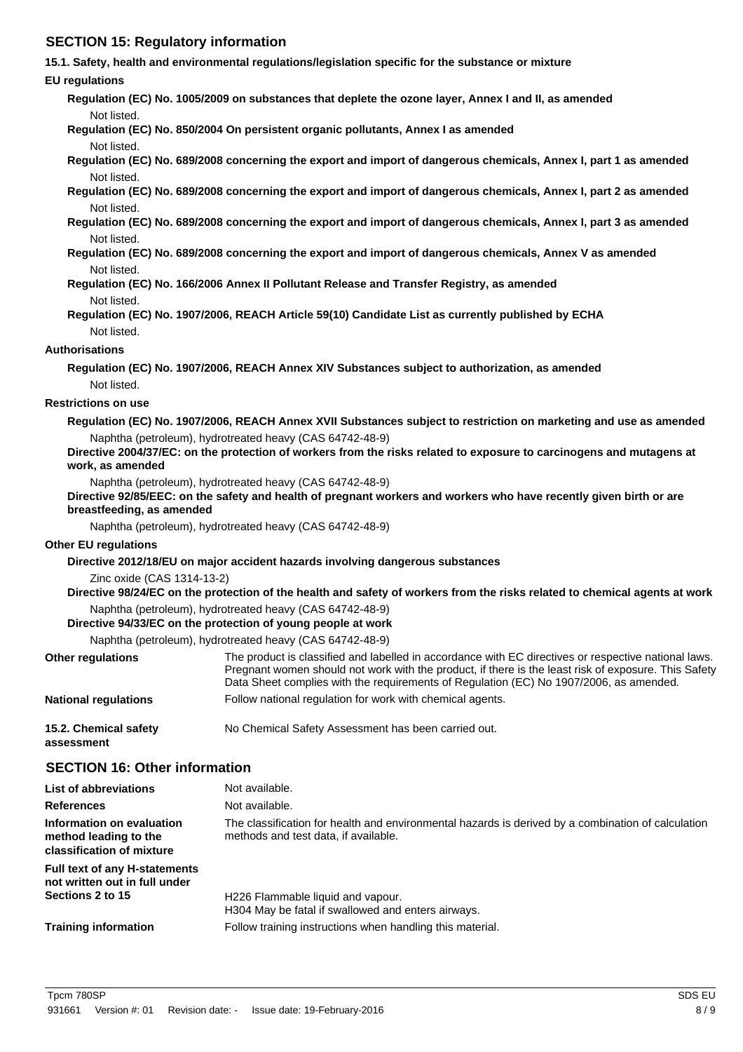## SECTION 15: Regulatory information

### 15.1. Safety, health and environmental regulations/legislation specific for the substance or mixture

**EU regulations**

**Regulation (EC) No. 1005/2009 on substances that deplete the ozone layer, Annex I and II, as amended**

Not listed.

**Regulation (EC) No. 850/2004 On persistent organic pollutants, Annex I as amended**

Not listed.

**Regulation (EC) No. 689/2008 concerning the export and import of dangerous chemicals, Annex I, part 1 as amended**

Not listed.

**Regulation (EC) No. 689/2008 concerning the export and import of dangerous chemicals, Annex I, part 2 as amended**

Not listed.

**Regulation (EC) No. 689/2008 concerning the export and import of dangerous chemicals, Annex I, part 3 as amended**

Not listed.

**Regulation (EC) No. 689/2008 concerning the export and import of dangerous chemicals, Annex V as amended**

Not listed.

**Regulation (EC) No. 166/2006 Annex II Pollutant Release and Transfer Registry, as amended**

Not listed.

**Regulation (EC) No. 1907/2006, REACH Article 59(10) Candidate List as currently published by ECHA**

Not listed.

**Authorisations**

**Regulation (EC) No. 1907/2006, REACH Annex XIV Substances subject to authorization, as amended**

Not listed.

**Restrictions on use**

**Regulation (EC) No. 1907/2006, REACH Annex XVII Substances subject to restriction on marketing and use as amended**

Naphtha (petroleum), hydrotreated heavy (CAS 64742-48-9)

**Directive 2004/37/EC: on the protection of workers from the risks related to exposure to carcinogens and mutagens at work, as amended**

Naphtha (petroleum), hydrotreated heavy (CAS 64742-48-9)

**Directive 92/85/EEC: on the safety and health of pregnant workers and workers who have recently given birth or are breastfeeding, as amended**

Naphtha (petroleum), hydrotreated heavy (CAS 64742-48-9)

**Other EU regulations**

**Directive 2012/18/EU on major accident hazards involving dangerous substances**

Zinc oxide (CAS 1314-13-2)

**Directive 98/24/EC on the protection of the health and safety of workers from the risks related to chemical agents at work**

Naphtha (petroleum), hydrotreated heavy (CAS 64742-48-9)

**Directive 94/33/EC on the protection of young people at work**

Naphtha (petroleum), hydrotreated heavy (CAS 64742-48-9)

**Other regulations**

The product is classified and labelled in accordance with EC directives or respective national laws. Pregnant women should not work with the product, if there is the least risk of exposure. This Safety Data Sheet complies with the requirements of Regulation (EC) No 1907/2006, as amended.

**National regulations**

Follow national regulation for work with chemical agents.

### 15.2. Chemical safety assessment

No Chemical Safety Assessment has been carried out.

## SECTION 16: Other information

**List of abbreviations**

Not available.

**References**

Not available.

**Information on evaluation method leading to the classification of mixture**

The classification for health and environmental hazards is derived by a combination of calculation methods and test data, if available.

**Full text of any H-statements not written out in full under Sections 2 to 15**

H226 Flammable liquid and vapour.
H304 May be fatal if swallowed and enters airways.

**Training information**

Follow training instructions when handling this material.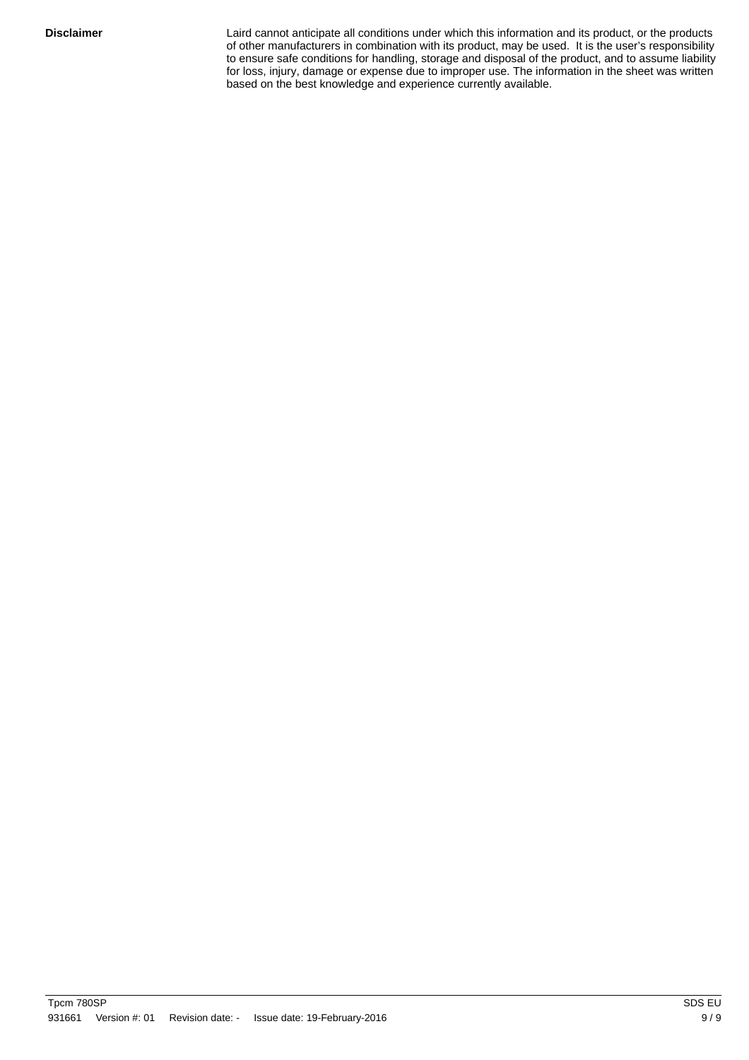**Disclaimer**

Laird cannot anticipate all conditions under which this information and its product, or the products of other manufacturers in combination with its product, may be used. It is the user's responsibility to ensure safe conditions for handling, storage and disposal of the product, and to assume liability for loss, injury, damage or expense due to improper use. The information in the sheet was written based on the best knowledge and experience currently available.